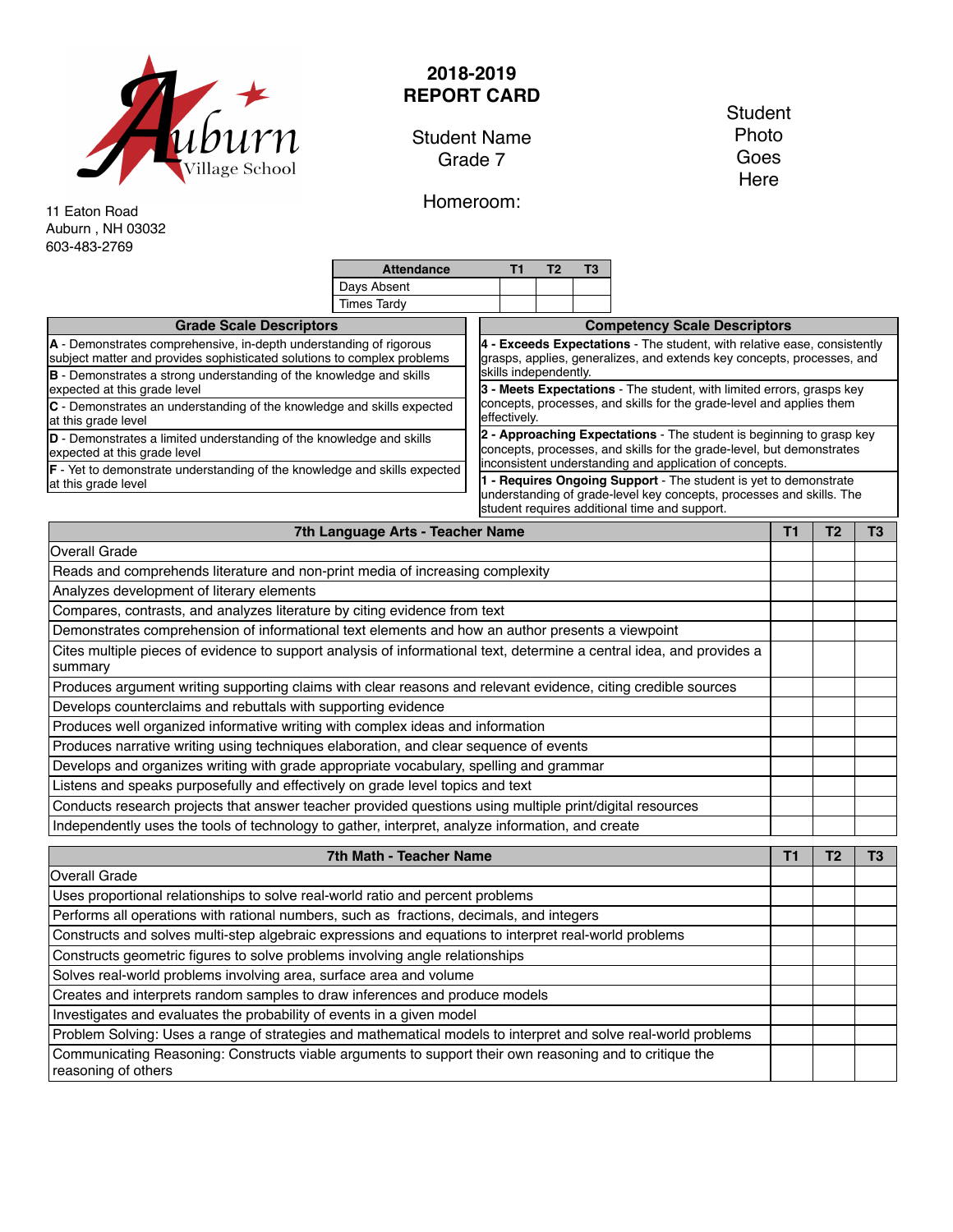Auburn Village School

11 Eaton Road
Auburn , NH 03032
603-483-2769

# 2018-2019
# REPORT CARD

Student Name
Grade 7

Homeroom:

Student Photo Goes Here

| Attendance | T1 | T2 | T3 |
|---|---|---|---|
| Days Absent | | | |
| Times Tardy | | | |

| Grade Scale Descriptors |
|---|
| **A** - Demonstrates comprehensive, in-depth understanding of rigorous subject matter and provides sophisticated solutions to complex problems |
| **B** - Demonstrates a strong understanding of the knowledge and skills expected at this grade level |
| **C** - Demonstrates an understanding of the knowledge and skills expected at this grade level |
| **D** - Demonstrates a limited understanding of the knowledge and skills expected at this grade level |
| **F** - Yet to demonstrate understanding of the knowledge and skills expected at this grade level |

| Competency Scale Descriptors |
|---|
| **4 - Exceeds Expectations** - The student, with relative ease, consistently grasps, applies, generalizes, and extends key concepts, processes, and skills independently. |
| **3 - Meets Expectations** - The student, with limited errors, grasps key concepts, processes, and skills for the grade-level and applies them effectively. |
| **2 - Approaching Expectations** - The student is beginning to grasp key concepts, processes, and skills for the grade-level, but demonstrates inconsistent understanding and application of concepts. |
| **1 - Requires Ongoing Support** - The student is yet to demonstrate understanding of grade-level key concepts, processes and skills. The student requires additional time and support. |

| 7th Language Arts - Teacher Name | T1 | T2 | T3 |
|---|---|---|---|
| Overall Grade | | | |
| Reads and comprehends literature and non-print media of increasing complexity | | | |
| Analyzes development of literary elements | | | |
| Compares, contrasts, and analyzes literature by citing evidence from text | | | |
| Demonstrates comprehension of informational text elements and how an author presents a viewpoint | | | |
| Cites multiple pieces of evidence to support analysis of informational text, determine a central idea, and provides a summary | | | |
| Produces argument writing supporting claims with clear reasons and relevant evidence, citing credible sources | | | |
| Develops counterclaims and rebuttals with supporting evidence | | | |
| Produces well organized informative writing with complex ideas and information | | | |
| Produces narrative writing using techniques elaboration, and clear sequence of events | | | |
| Develops and organizes writing with grade appropriate vocabulary, spelling and grammar | | | |
| Listens and speaks purposefully and effectively on grade level topics and text | | | |
| Conducts research projects that answer teacher provided questions using multiple print/digital resources | | | |
| Independently uses the tools of technology to gather, interpret, analyze information, and create | | | |

| 7th Math - Teacher Name | T1 | T2 | T3 |
|---|---|---|---|
| Overall Grade | | | |
| Uses proportional relationships to solve real-world ratio and percent problems | | | |
| Performs all operations with rational numbers, such as fractions, decimals, and integers | | | |
| Constructs and solves multi-step algebraic expressions and equations to interpret real-world problems | | | |
| Constructs geometric figures to solve problems involving angle relationships | | | |
| Solves real-world problems involving area, surface area and volume | | | |
| Creates and interprets random samples to draw inferences and produce models | | | |
| Investigates and evaluates the probability of events in a given model | | | |
| Problem Solving: Uses a range of strategies and mathematical models to interpret and solve real-world problems | | | |
| Communicating Reasoning: Constructs viable arguments to support their own reasoning and to critique the reasoning of others | | | |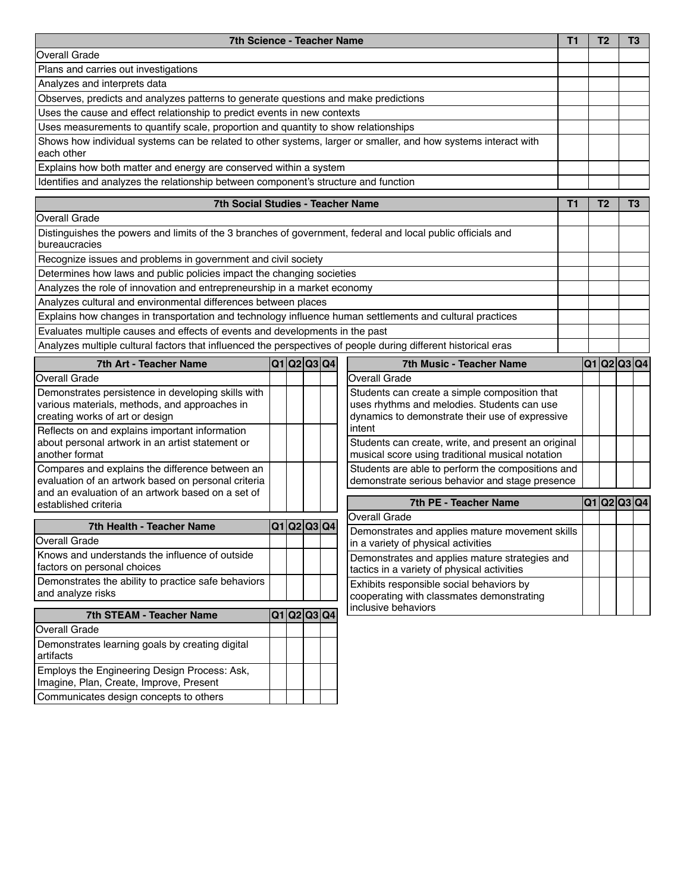| 7th Science - Teacher Name | T1 | T2 | T3 |
| --- | --- | --- | --- |
| Overall Grade | | | |
| Plans and carries out investigations | | | |
| Analyzes and interprets data | | | |
| Observes, predicts and analyzes patterns to generate questions and make predictions | | | |
| Uses the cause and effect relationship to predict events in new contexts | | | |
| Uses measurements to quantify scale, proportion and quantity to show relationships | | | |
| Shows how individual systems can be related to other systems, larger or smaller, and how systems interact with each other | | | |
| Explains how both matter and energy are conserved within a system | | | |
| Identifies and analyzes the relationship between component's structure and function | | | |

| 7th Social Studies - Teacher Name | T1 | T2 | T3 |
| --- | --- | --- | --- |
| Overall Grade | | | |
| Distinguishes the powers and limits of the 3 branches of government, federal and local public officials and bureaucracies | | | |
| Recognize issues and problems in government and civil society | | | |
| Determines how laws and public policies impact the changing societies | | | |
| Analyzes the role of innovation and entrepreneurship in a market economy | | | |
| Analyzes cultural and environmental differences between places | | | |
| Explains how changes in transportation and technology influence human settlements and cultural practices | | | |
| Evaluates multiple causes and effects of events and developments in the past | | | |
| Analyzes multiple cultural factors that influenced the perspectives of people during different historical eras | | | |

| 7th Art - Teacher Name | Q1 | Q2 | Q3 | Q4 |
| --- | --- | --- | --- | --- |
| Overall Grade | | | | |
| Demonstrates persistence in developing skills with various materials, methods, and approaches in creating works of art or design | | | | |
| Reflects on and explains important information about personal artwork in an artist statement or another format | | | | |
| Compares and explains the difference between an evaluation of an artwork based on personal criteria and an evaluation of an artwork based on a set of established criteria | | | | |

| 7th Health - Teacher Name | Q1 | Q2 | Q3 | Q4 |
| --- | --- | --- | --- | --- |
| Overall Grade | | | | |
| Knows and understands the influence of outside factors on personal choices | | | | |
| Demonstrates the ability to practice safe behaviors and analyze risks | | | | |

| 7th STEAM - Teacher Name | Q1 | Q2 | Q3 | Q4 |
| --- | --- | --- | --- | --- |
| Overall Grade | | | | |
| Demonstrates learning goals by creating digital artifacts | | | | |
| Employs the Engineering Design Process: Ask, Imagine, Plan, Create, Improve, Present | | | | |
| Communicates design concepts to others | | | | |

| 7th Music - Teacher Name | Q1 | Q2 | Q3 | Q4 |
| --- | --- | --- | --- | --- |
| Overall Grade | | | | |
| Students can create a simple composition that uses rhythms and melodies. Students can use dynamics to demonstrate their use of expressive intent | | | | |
| Students can create, write, and present an original musical score using traditional musical notation | | | | |
| Students are able to perform the compositions and demonstrate serious behavior and stage presence | | | | |

| 7th PE - Teacher Name | Q1 | Q2 | Q3 | Q4 |
| --- | --- | --- | --- | --- |
| Overall Grade | | | | |
| Demonstrates and applies mature movement skills in a variety of physical activities | | | | |
| Demonstrates and applies mature strategies and tactics in a variety of physical activities | | | | |
| Exhibits responsible social behaviors by cooperating with classmates demonstrating inclusive behaviors | | | | |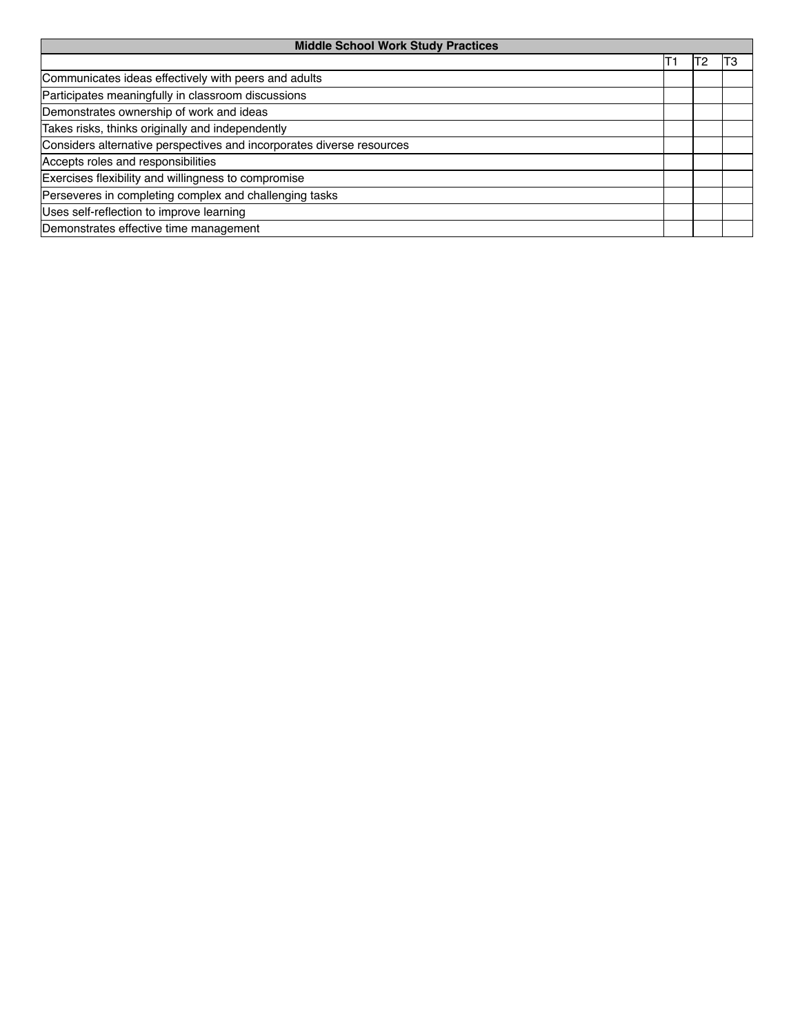| Middle School Work Study Practices | | | |
|---|---|---|---|
| | T1 | T2 | T3 |
| Communicates ideas effectively with peers and adults | | | |
| Participates meaningfully in classroom discussions | | | |
| Demonstrates ownership of work and ideas | | | |
| Takes risks, thinks originally and independently | | | |
| Considers alternative perspectives and incorporates diverse resources | | | |
| Accepts roles and responsibilities | | | |
| Exercises flexibility and willingness to compromise | | | |
| Perseveres in completing complex and challenging tasks | | | |
| Uses self-reflection to improve learning | | | |
| Demonstrates effective time management | | | |